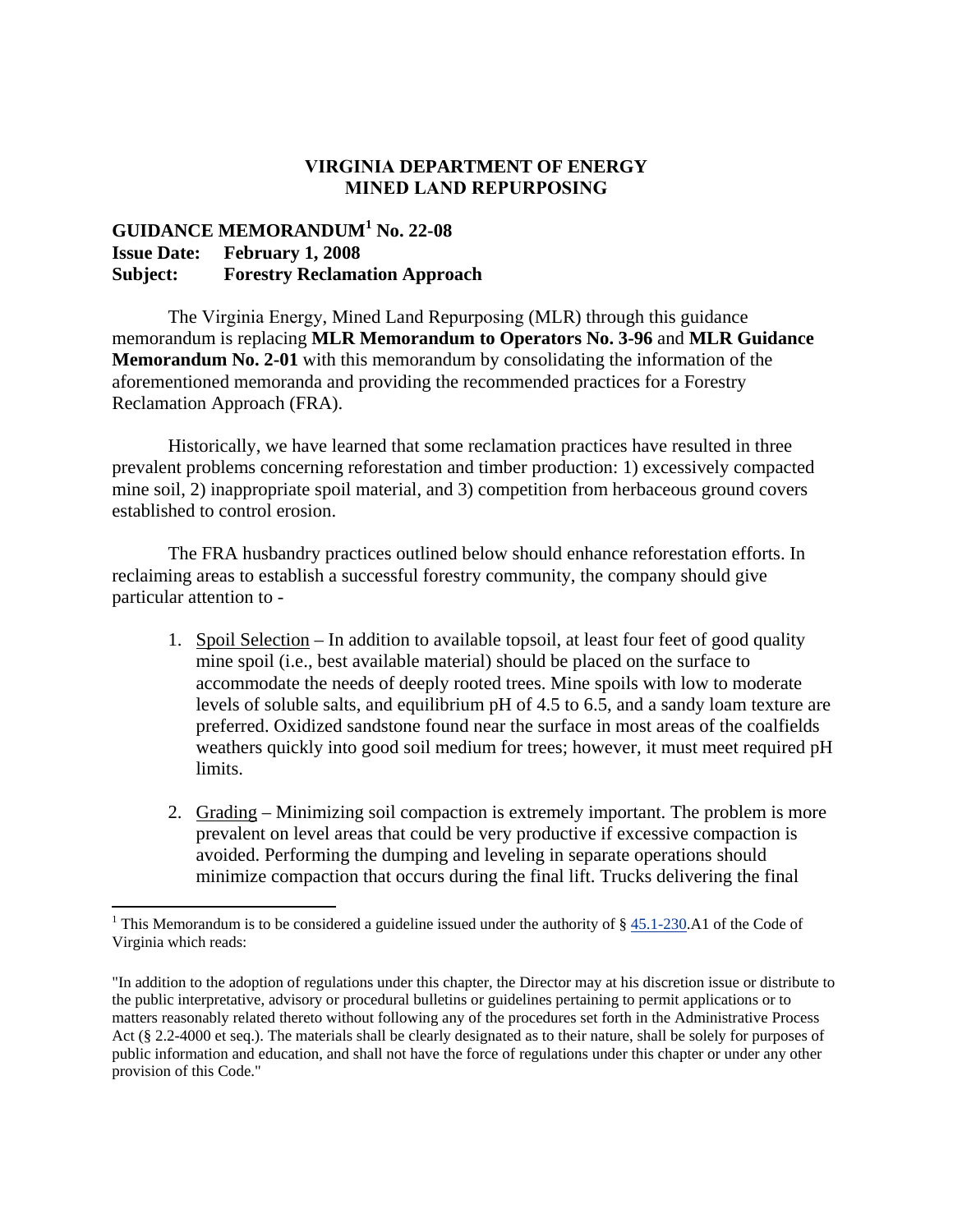**VIRGINIA DEPARTMENT OF ENERGY**
**MINED LAND REPURPOSING**

**GUIDANCE MEMORANDUM[1] No. 22-08**
**Issue Date: February 1, 2008**
**Subject: Forestry Reclamation Approach**

The Virginia Energy, Mined Land Repurposing (MLR) through this guidance memorandum is replacing **MLR Memorandum to Operators No. 3-96** and **MLR Guidance Memorandum No. 2-01** with this memorandum by consolidating the information of the aforementioned memoranda and providing the recommended practices for a Forestry Reclamation Approach (FRA).

Historically, we have learned that some reclamation practices have resulted in three prevalent problems concerning reforestation and timber production: 1) excessively compacted mine soil, 2) inappropriate spoil material, and 3) competition from herbaceous ground covers established to control erosion.

The FRA husbandry practices outlined below should enhance reforestation efforts. In reclaiming areas to establish a successful forestry community, the company should give particular attention to -

1. Spoil Selection – In addition to available topsoil, at least four feet of good quality mine spoil (i.e., best available material) should be placed on the surface to accommodate the needs of deeply rooted trees. Mine spoils with low to moderate levels of soluble salts, and equilibrium pH of 4.5 to 6.5, and a sandy loam texture are preferred. Oxidized sandstone found near the surface in most areas of the coalfields weathers quickly into good soil medium for trees; however, it must meet required pH limits.

2. Grading – Minimizing soil compaction is extremely important. The problem is more prevalent on level areas that could be very productive if excessive compaction is avoided. Performing the dumping and leveling in separate operations should minimize compaction that occurs during the final lift. Trucks delivering the final

---

[1] This Memorandum is to be considered a guideline issued under the authority of § 45.1-230.A1 of the Code of Virginia which reads:

"In addition to the adoption of regulations under this chapter, the Director may at his discretion issue or distribute to the public interpretative, advisory or procedural bulletins or guidelines pertaining to permit applications or to matters reasonably related thereto without following any of the procedures set forth in the Administrative Process Act (§ 2.2-4000 et seq.). The materials shall be clearly designated as to their nature, shall be solely for purposes of public information and education, and shall not have the force of regulations under this chapter or under any other provision of this Code."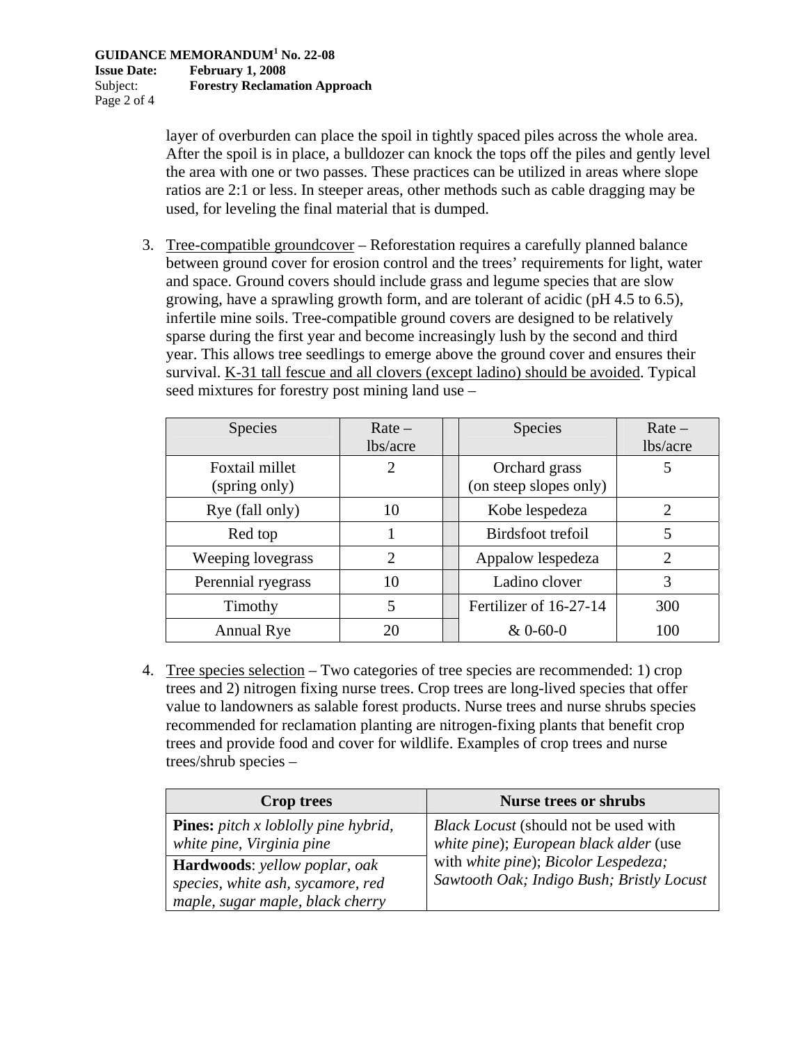layer of overburden can place the spoil in tightly spaced piles across the whole area. After the spoil is in place, a bulldozer can knock the tops off the piles and gently level the area with one or two passes. These practices can be utilized in areas where slope ratios are 2:1 or less. In steeper areas, other methods such as cable dragging may be used, for leveling the final material that is dumped.

3. Tree-compatible groundcover – Reforestation requires a carefully planned balance between ground cover for erosion control and the trees' requirements for light, water and space. Ground covers should include grass and legume species that are slow growing, have a sprawling growth form, and are tolerant of acidic (pH 4.5 to 6.5), infertile mine soils. Tree-compatible ground covers are designed to be relatively sparse during the first year and become increasingly lush by the second and third year. This allows tree seedlings to emerge above the ground cover and ensures their survival. K-31 tall fescue and all clovers (except ladino) should be avoided. Typical seed mixtures for forestry post mining land use –

| Species | Rate – lbs/acre | | Species | Rate – lbs/acre |
|---|---|---|---|---|
| Foxtail millet (spring only) | 2 | | Orchard grass (on steep slopes only) | 5 |
| Rye (fall only) | 10 | | Kobe lespedeza | 2 |
| Red top | 1 | | Birdsfoot trefoil | 5 |
| Weeping lovegrass | 2 | | Appalow lespedeza | 2 |
| Perennial ryegrass | 10 | | Ladino clover | 3 |
| Timothy | 5 | | Fertilizer of 16-27-14 | 300 |
| Annual Rye | 20 | | & 0-60-0 | 100 |

4. Tree species selection – Two categories of tree species are recommended: 1) crop trees and 2) nitrogen fixing nurse trees. Crop trees are long-lived species that offer value to landowners as salable forest products. Nurse trees and nurse shrubs species recommended for reclamation planting are nitrogen-fixing plants that benefit crop trees and provide food and cover for wildlife. Examples of crop trees and nurse trees/shrub species –

| Crop trees | Nurse trees or shrubs |
|---|---|
| **Pines:** *pitch x loblolly pine hybrid, white pine, Virginia pine* | *Black Locust* (should not be used with *white pine*); *European black alder* (use with *white pine*); *Bicolor Lespedeza; Sawtooth Oak; Indigo Bush; Bristly Locust* |
| **Hardwoods**: *yellow poplar, oak species, white ash, sycamore, red maple, sugar maple, black cherry* | |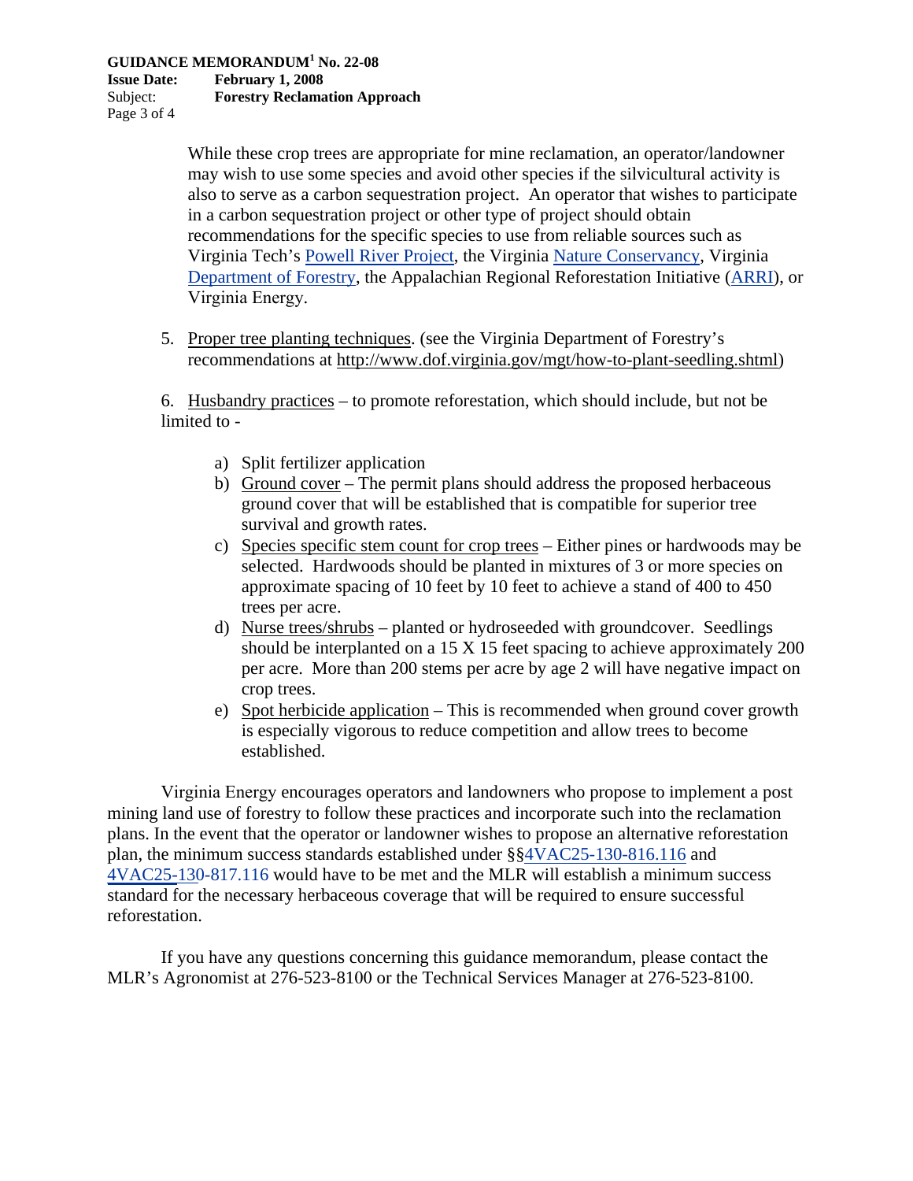While these crop trees are appropriate for mine reclamation, an operator/landowner may wish to use some species and avoid other species if the silvicultural activity is also to serve as a carbon sequestration project. An operator that wishes to participate in a carbon sequestration project or other type of project should obtain recommendations for the specific species to use from reliable sources such as Virginia Tech's Powell River Project, the Virginia Nature Conservancy, Virginia Department of Forestry, the Appalachian Regional Reforestation Initiative (ARRI), or Virginia Energy.

5. Proper tree planting techniques. (see the Virginia Department of Forestry's recommendations at http://www.dof.virginia.gov/mgt/how-to-plant-seedling.shtml)

6. Husbandry practices – to promote reforestation, which should include, but not be limited to -

   a) Split fertilizer application
   b) Ground cover – The permit plans should address the proposed herbaceous ground cover that will be established that is compatible for superior tree survival and growth rates.
   c) Species specific stem count for crop trees – Either pines or hardwoods may be selected. Hardwoods should be planted in mixtures of 3 or more species on approximate spacing of 10 feet by 10 feet to achieve a stand of 400 to 450 trees per acre.
   d) Nurse trees/shrubs – planted or hydroseeded with groundcover. Seedlings should be interplanted on a 15 X 15 feet spacing to achieve approximately 200 per acre. More than 200 stems per acre by age 2 will have negative impact on crop trees.
   e) Spot herbicide application – This is recommended when ground cover growth is especially vigorous to reduce competition and allow trees to become established.

Virginia Energy encourages operators and landowners who propose to implement a post mining land use of forestry to follow these practices and incorporate such into the reclamation plans. In the event that the operator or landowner wishes to propose an alternative reforestation plan, the minimum success standards established under §§4VAC25-130-816.116 and 4VAC25-130-817.116 would have to be met and the MLR will establish a minimum success standard for the necessary herbaceous coverage that will be required to ensure successful reforestation.

If you have any questions concerning this guidance memorandum, please contact the MLR's Agronomist at 276-523-8100 or the Technical Services Manager at 276-523-8100.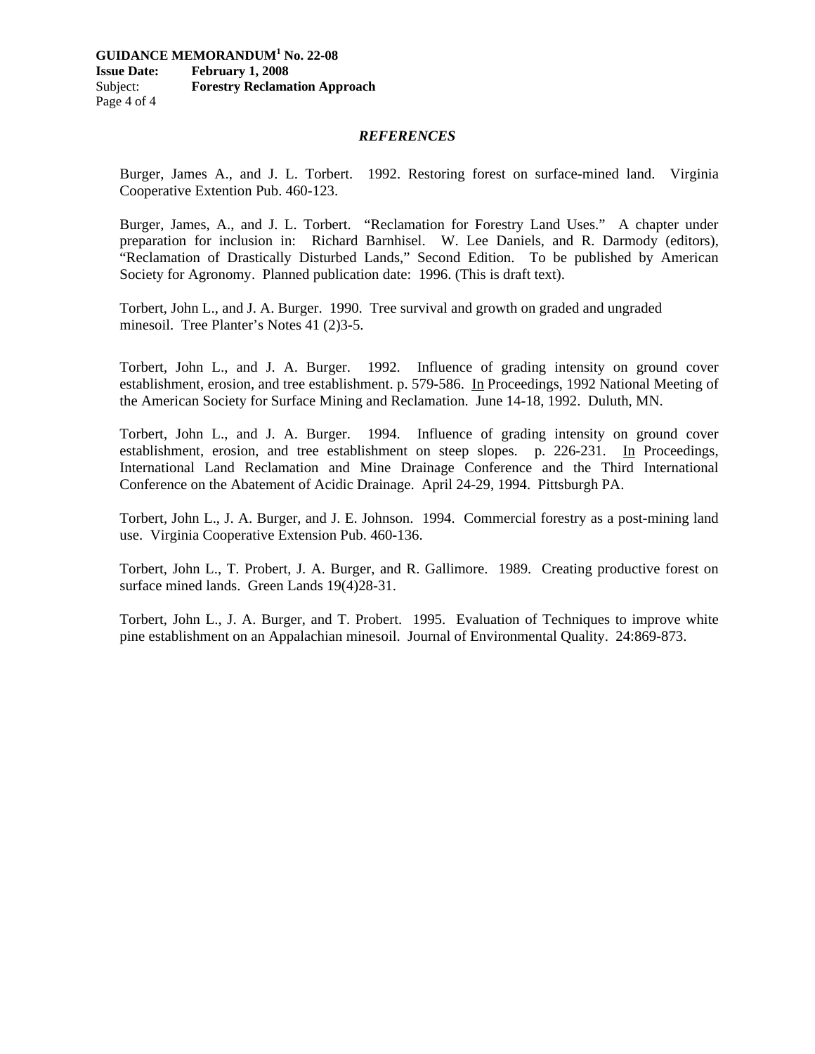## *REFERENCES*

Burger, James A., and J. L. Torbert. 1992. Restoring forest on surface-mined land. Virginia Cooperative Extention Pub. 460-123.

Burger, James, A., and J. L. Torbert. "Reclamation for Forestry Land Uses." A chapter under preparation for inclusion in: Richard Barnhisel. W. Lee Daniels, and R. Darmody (editors), "Reclamation of Drastically Disturbed Lands," Second Edition. To be published by American Society for Agronomy. Planned publication date: 1996. (This is draft text).

Torbert, John L., and J. A. Burger. 1990. Tree survival and growth on graded and ungraded minesoil. Tree Planter's Notes 41 (2)3-5.

Torbert, John L., and J. A. Burger. 1992. Influence of grading intensity on ground cover establishment, erosion, and tree establishment. p. 579-586. In Proceedings, 1992 National Meeting of the American Society for Surface Mining and Reclamation. June 14-18, 1992. Duluth, MN.

Torbert, John L., and J. A. Burger. 1994. Influence of grading intensity on ground cover establishment, erosion, and tree establishment on steep slopes. p. 226-231. In Proceedings, International Land Reclamation and Mine Drainage Conference and the Third International Conference on the Abatement of Acidic Drainage. April 24-29, 1994. Pittsburgh PA.

Torbert, John L., J. A. Burger, and J. E. Johnson. 1994. Commercial forestry as a post-mining land use. Virginia Cooperative Extension Pub. 460-136.

Torbert, John L., T. Probert, J. A. Burger, and R. Gallimore. 1989. Creating productive forest on surface mined lands. Green Lands 19(4)28-31.

Torbert, John L., J. A. Burger, and T. Probert. 1995. Evaluation of Techniques to improve white pine establishment on an Appalachian minesoil. Journal of Environmental Quality. 24:869-873.